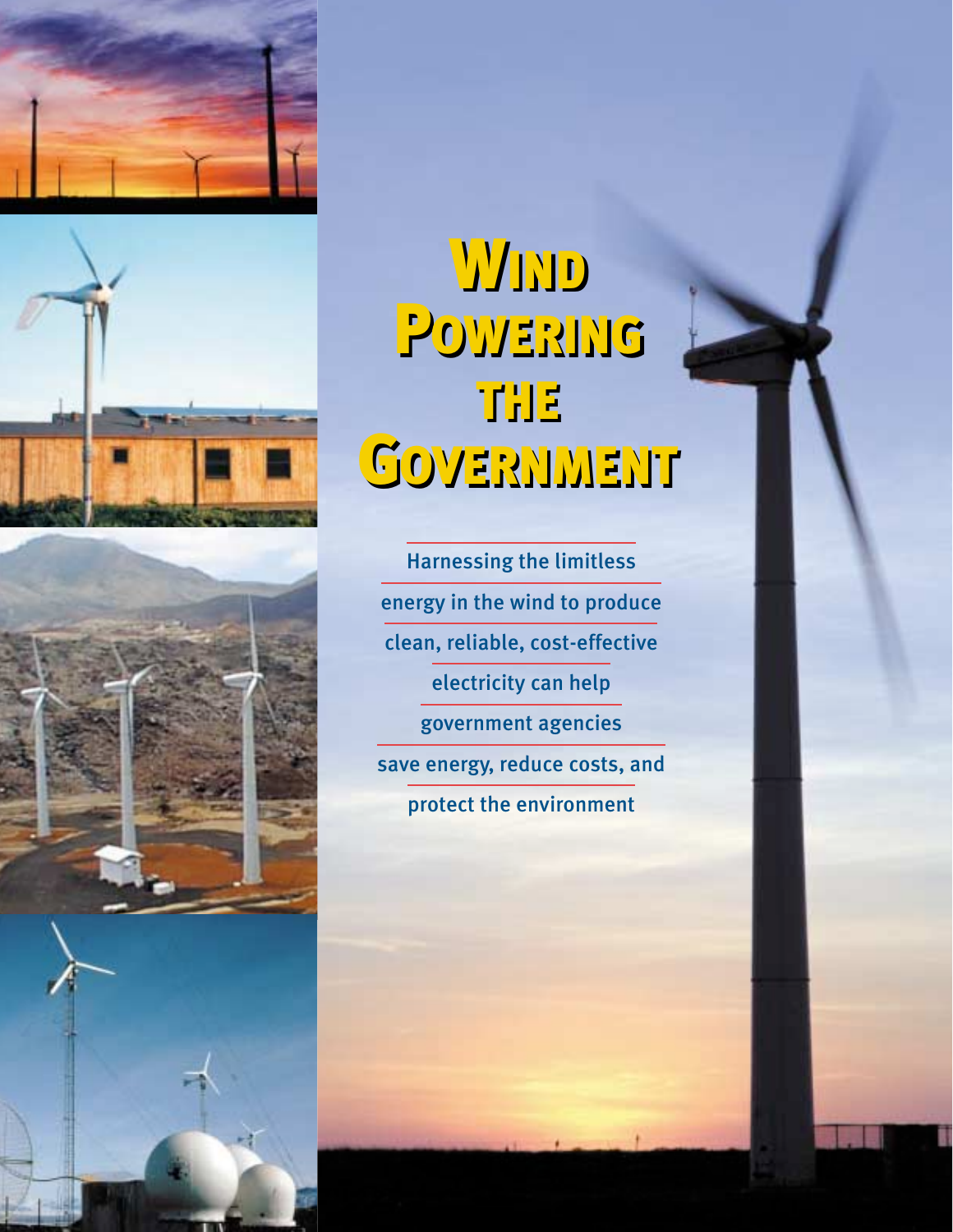# Wind Powering the Government

Harnessing the limitless energy in the wind to produce clean, reliable, cost-effective electricity can help government agencies save energy, reduce costs, and protect the environment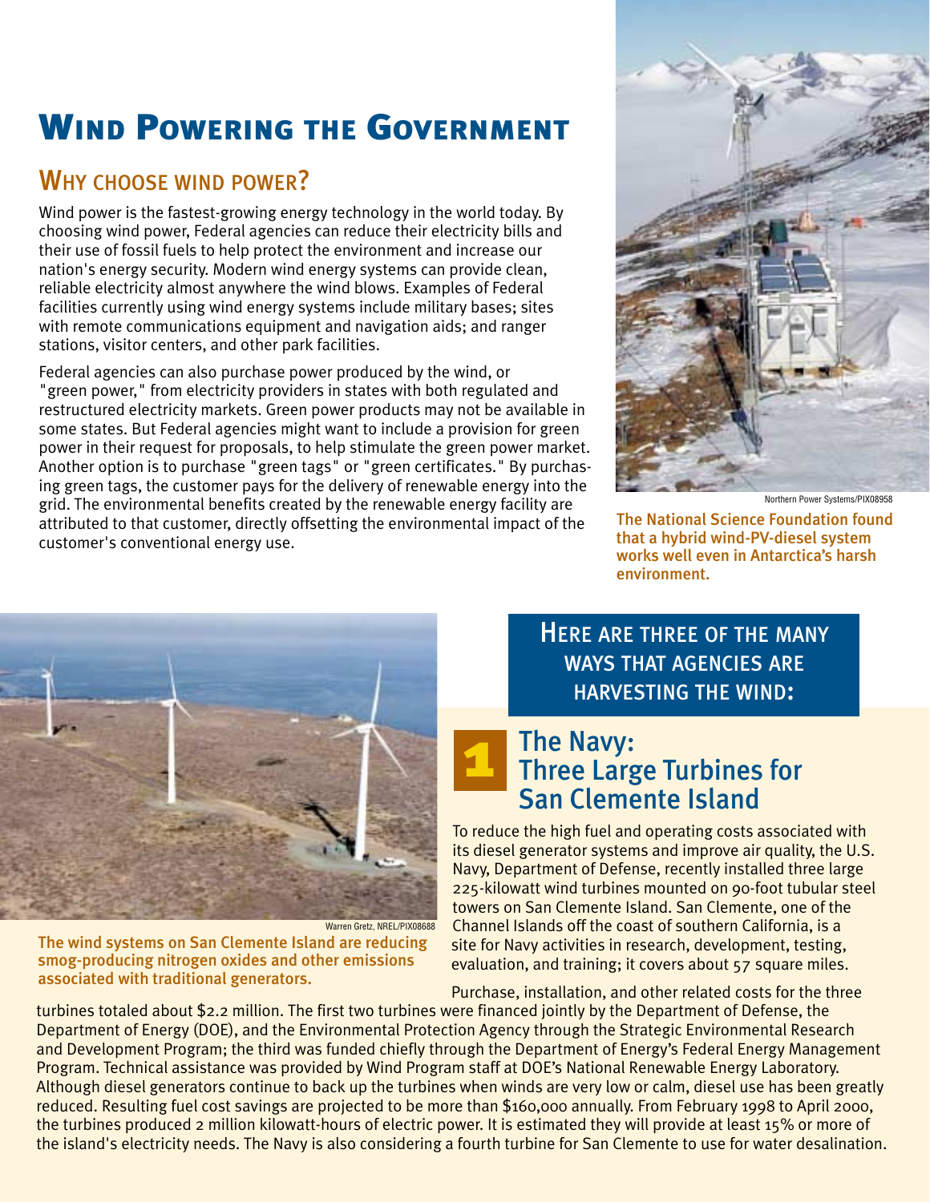# Wind Powering the Government

## Why choose wind power?

Wind power is the fastest-growing energy technology in the world today. By choosing wind power, Federal agencies can reduce their electricity bills and their use of fossil fuels to help protect the environment and increase our nation's energy security. Modern wind energy systems can provide clean, reliable electricity almost anywhere the wind blows. Examples of Federal facilities currently using wind energy systems include military bases; sites with remote communications equipment and navigation aids; and ranger stations, visitor centers, and other park facilities.

Federal agencies can also purchase power produced by the wind, or "green power," from electricity providers in states with both regulated and restructured electricity markets. Green power products may not be available in some states. But Federal agencies might want to include a provision for green power in their request for proposals, to help stimulate the green power market. Another option is to purchase "green tags" or "green certificates." By purchasing green tags, the customer pays for the delivery of renewable energy into the grid. The environmental benefits created by the renewable energy facility are attributed to that customer, directly offsetting the environmental impact of the customer's conventional energy use.

Northern Power Systems/PIX08958

The National Science Foundation found that a hybrid wind-PV-diesel system works well even in Antarctica's harsh environment.

Warren Gretz, NREL/PIX08688

The wind systems on San Clemente Island are reducing smog-producing nitrogen oxides and other emissions associated with traditional generators.

## Here are three of the many ways that agencies are harvesting the wind:

### 1 The Navy: Three Large Turbines for San Clemente Island

To reduce the high fuel and operating costs associated with its diesel generator systems and improve air quality, the U.S. Navy, Department of Defense, recently installed three large 225-kilowatt wind turbines mounted on 90-foot tubular steel towers on San Clemente Island. San Clemente, one of the Channel Islands off the coast of southern California, is a site for Navy activities in research, development, testing, evaluation, and training; it covers about 57 square miles.

Purchase, installation, and other related costs for the three turbines totaled about $2.2 million. The first two turbines were financed jointly by the Department of Defense, the Department of Energy (DOE), and the Environmental Protection Agency through the Strategic Environmental Research and Development Program; the third was funded chiefly through the Department of Energy's Federal Energy Management Program. Technical assistance was provided by Wind Program staff at DOE's National Renewable Energy Laboratory. Although diesel generators continue to back up the turbines when winds are very low or calm, diesel use has been greatly reduced. Resulting fuel cost savings are projected to be more than $160,000 annually. From February 1998 to April 2000, the turbines produced 2 million kilowatt-hours of electric power. It is estimated they will provide at least 15% or more of the island's electricity needs. The Navy is also considering a fourth turbine for San Clemente to use for water desalination.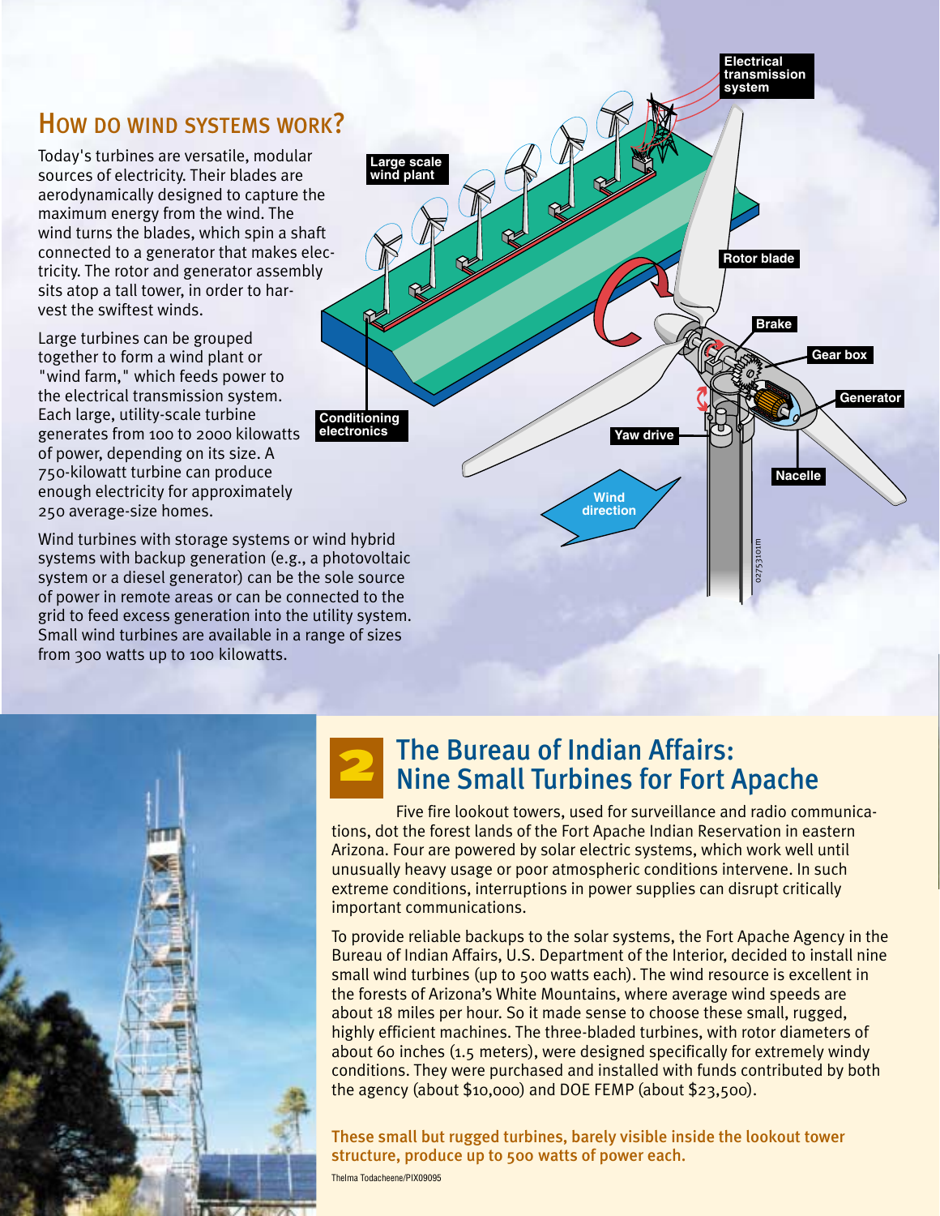## How do wind systems work?

Today's turbines are versatile, modular sources of electricity. Their blades are aerodynamically designed to capture the maximum energy from the wind. The wind turns the blades, which spin a shaft connected to a generator that makes electricity. The rotor and generator assembly sits atop a tall tower, in order to harvest the swiftest winds.

Large turbines can be grouped together to form a wind plant or "wind farm," which feeds power to the electrical transmission system. Each large, utility-scale turbine generates from 100 to 2000 kilowatts of power, depending on its size. A 750-kilowatt turbine can produce enough electricity for approximately 250 average-size homes.

Wind turbines with storage systems or wind hybrid systems with backup generation (e.g., a photovoltaic system or a diesel generator) can be the sole source of power in remote areas or can be connected to the grid to feed excess generation into the utility system. Small wind turbines are available in a range of sizes from 300 watts up to 100 kilowatts.

## 2 The Bureau of Indian Affairs: Nine Small Turbines for Fort Apache

Five fire lookout towers, used for surveillance and radio communications, dot the forest lands of the Fort Apache Indian Reservation in eastern Arizona. Four are powered by solar electric systems, which work well until unusually heavy usage or poor atmospheric conditions intervene. In such extreme conditions, interruptions in power supplies can disrupt critically important communications.

To provide reliable backups to the solar systems, the Fort Apache Agency in the Bureau of Indian Affairs, U.S. Department of the Interior, decided to install nine small wind turbines (up to 500 watts each). The wind resource is excellent in the forests of Arizona's White Mountains, where average wind speeds are about 18 miles per hour. So it made sense to choose these small, rugged, highly efficient machines. The three-bladed turbines, with rotor diameters of about 60 inches (1.5 meters), were designed specifically for extremely windy conditions. They were purchased and installed with funds contributed by both the agency (about $10,000) and DOE FEMP (about $23,500).

**These small but rugged turbines, barely visible inside the lookout tower structure, produce up to 500 watts of power each.**

Thelma Todacheene/PIX09095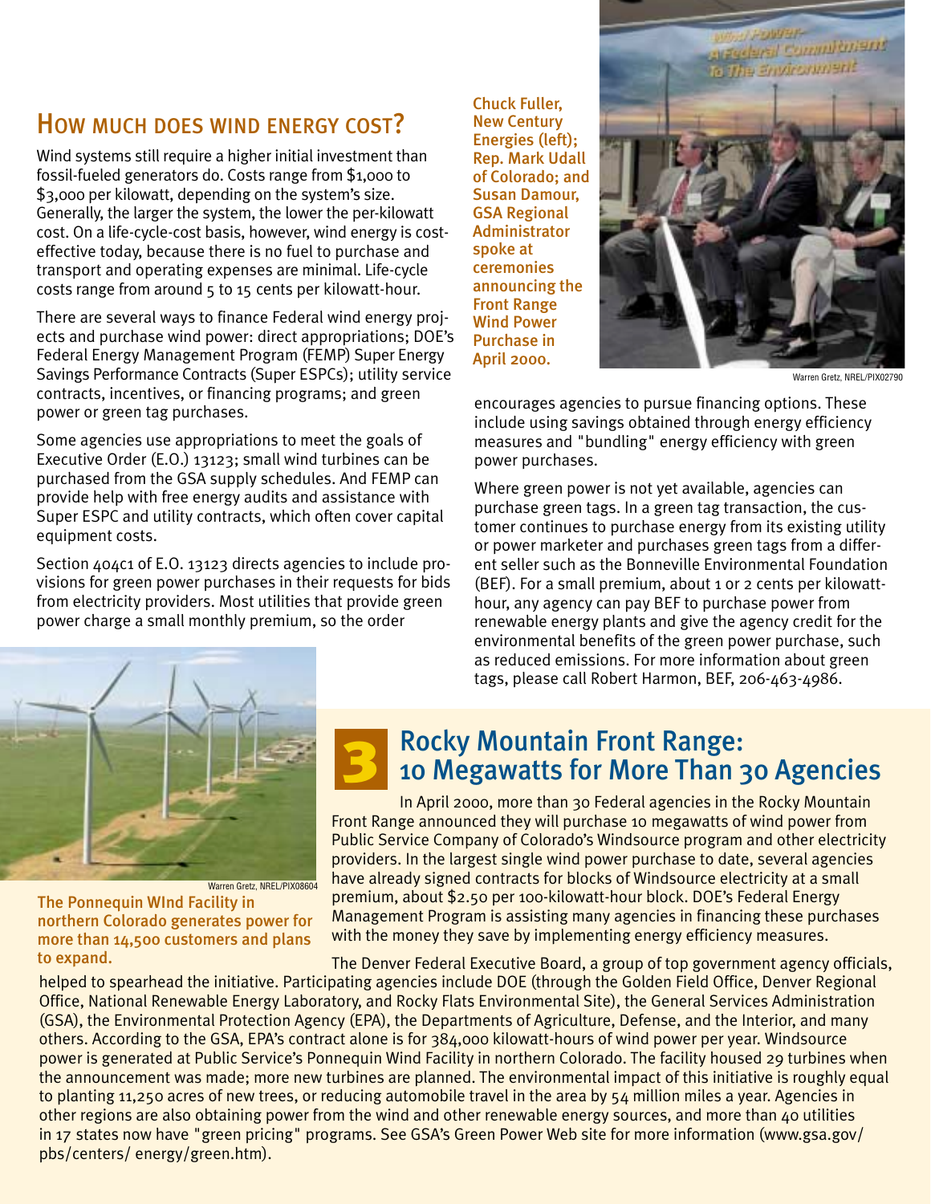## How much does wind energy cost?

Wind systems still require a higher initial investment than fossil-fueled generators do. Costs range from $1,000 to $3,000 per kilowatt, depending on the system's size. Generally, the larger the system, the lower the per-kilowatt cost. On a life-cycle-cost basis, however, wind energy is cost-effective today, because there is no fuel to purchase and transport and operating expenses are minimal. Life-cycle costs range from around 5 to 15 cents per kilowatt-hour.

There are several ways to finance Federal wind energy projects and purchase wind power: direct appropriations; DOE's Federal Energy Management Program (FEMP) Super Energy Savings Performance Contracts (Super ESPCs); utility service contracts, incentives, or financing programs; and green power or green tag purchases.

Some agencies use appropriations to meet the goals of Executive Order (E.O.) 13123; small wind turbines can be purchased from the GSA supply schedules. And FEMP can provide help with free energy audits and assistance with Super ESPC and utility contracts, which often cover capital equipment costs.

Section 404c1 of E.O. 13123 directs agencies to include provisions for green power purchases in their requests for bids from electricity providers. Most utilities that provide green power charge a small monthly premium, so the order encourages agencies to pursue financing options. These include using savings obtained through energy efficiency measures and "bundling" energy efficiency with green power purchases.

Where green power is not yet available, agencies can purchase green tags. In a green tag transaction, the customer continues to purchase energy from its existing utility or power marketer and purchases green tags from a different seller such as the Bonneville Environmental Foundation (BEF). For a small premium, about 1 or 2 cents per kilowatt-hour, any agency can pay BEF to purchase power from renewable energy plants and give the agency credit for the environmental benefits of the green power purchase, such as reduced emissions. For more information about green tags, please call Robert Harmon, BEF, 206-463-4986.

**Chuck Fuller, New Century Energies (left); Rep. Mark Udall of Colorado; and Susan Damour, GSA Regional Administrator spoke at ceremonies announcing the Front Range Wind Power Purchase in April 2000.**

Warren Gretz, NREL/PIX02790

**The Ponnequin WInd Facility in northern Colorado generates power for more than 14,500 customers and plans to expand.**

Warren Gretz, NREL/PIX08604

## 3 Rocky Mountain Front Range: 10 Megawatts for More Than 30 Agencies

In April 2000, more than 30 Federal agencies in the Rocky Mountain Front Range announced they will purchase 10 megawatts of wind power from Public Service Company of Colorado's Windsource program and other electricity providers. In the largest single wind power purchase to date, several agencies have already signed contracts for blocks of Windsource electricity at a small premium, about $2.50 per 100-kilowatt-hour block. DOE's Federal Energy Management Program is assisting many agencies in financing these purchases with the money they save by implementing energy efficiency measures.

The Denver Federal Executive Board, a group of top government agency officials, helped to spearhead the initiative. Participating agencies include DOE (through the Golden Field Office, Denver Regional Office, National Renewable Energy Laboratory, and Rocky Flats Environmental Site), the General Services Administration (GSA), the Environmental Protection Agency (EPA), the Departments of Agriculture, Defense, and the Interior, and many others. According to the GSA, EPA's contract alone is for 384,000 kilowatt-hours of wind power per year. Windsource power is generated at Public Service's Ponnequin Wind Facility in northern Colorado. The facility housed 29 turbines when the announcement was made; more new turbines are planned. The environmental impact of this initiative is roughly equal to planting 11,250 acres of new trees, or reducing automobile travel in the area by 54 million miles a year. Agencies in other regions are also obtaining power from the wind and other renewable energy sources, and more than 40 utilities in 17 states now have "green pricing" programs. See GSA's Green Power Web site for more information (www.gsa.gov/pbs/centers/ energy/green.htm).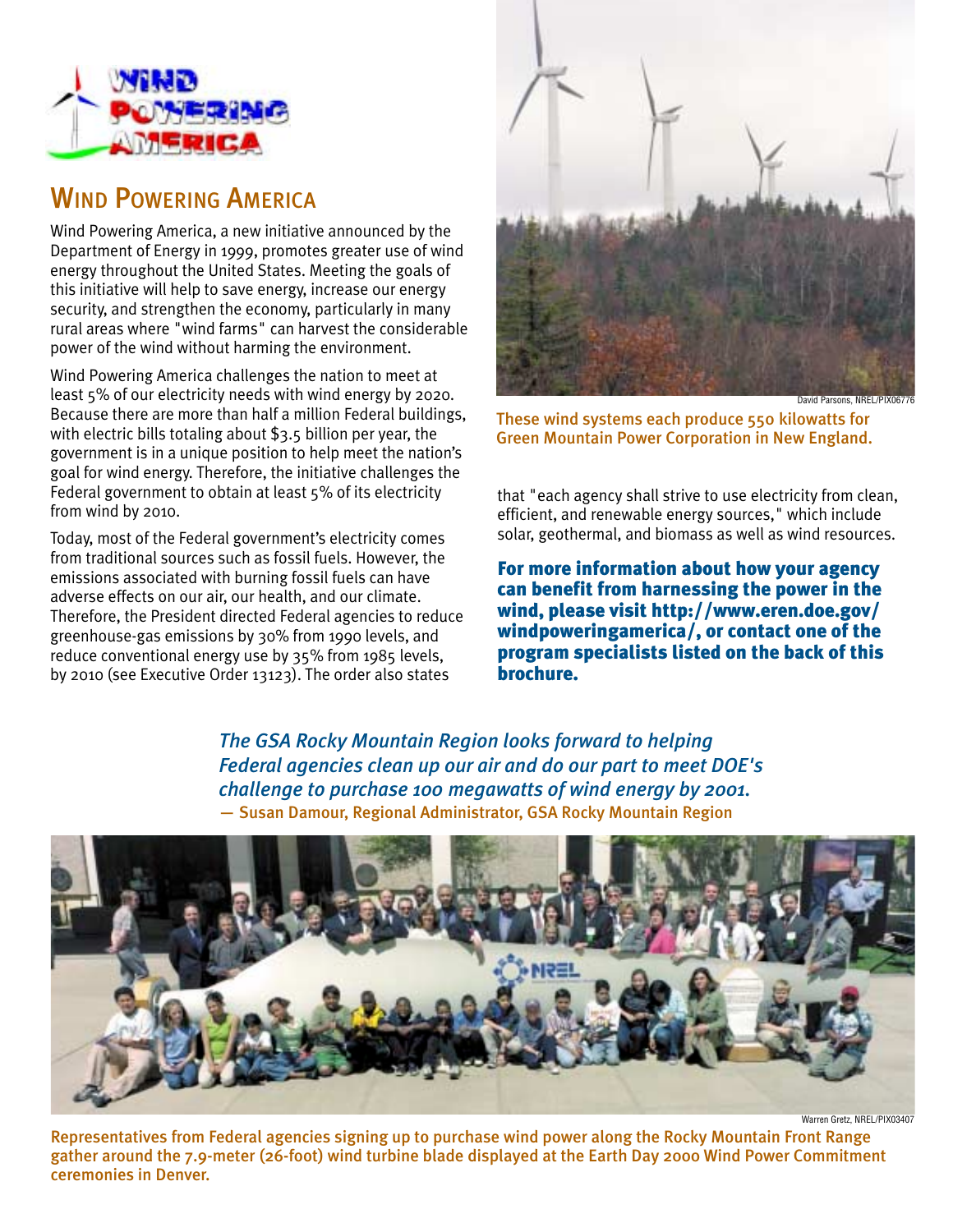# Wind Powering America

Wind Powering America, a new initiative announced by the Department of Energy in 1999, promotes greater use of wind energy throughout the United States. Meeting the goals of this initiative will help to save energy, increase our energy security, and strengthen the economy, particularly in many rural areas where "wind farms" can harvest the considerable power of the wind without harming the environment.

Wind Powering America challenges the nation to meet at least 5% of our electricity needs with wind energy by 2020. Because there are more than half a million Federal buildings, with electric bills totaling about $3.5 billion per year, the government is in a unique position to help meet the nation's goal for wind energy. Therefore, the initiative challenges the Federal government to obtain at least 5% of its electricity from wind by 2010.

Today, most of the Federal government's electricity comes from traditional sources such as fossil fuels. However, the emissions associated with burning fossil fuels can have adverse effects on our air, our health, and our climate. Therefore, the President directed Federal agencies to reduce greenhouse-gas emissions by 30% from 1990 levels, and reduce conventional energy use by 35% from 1985 levels, by 2010 (see Executive Order 13123). The order also states that "each agency shall strive to use electricity from clean, efficient, and renewable energy sources," which include solar, geothermal, and biomass as well as wind resources.

David Parsons, NREL/PIX06776

These wind systems each produce 550 kilowatts for Green Mountain Power Corporation in New England.

**For more information about how your agency can benefit from harnessing the power in the wind, please visit http://www.eren.doe.gov/windpoweringamerica/, or contact one of the program specialists listed on the back of this brochure.**

*The GSA Rocky Mountain Region looks forward to helping Federal agencies clean up our air and do our part to meet DOE's challenge to purchase 100 megawatts of wind energy by 2001.*
— Susan Damour, Regional Administrator, GSA Rocky Mountain Region

Warren Gretz, NREL/PIX03407

Representatives from Federal agencies signing up to purchase wind power along the Rocky Mountain Front Range gather around the 7.9-meter (26-foot) wind turbine blade displayed at the Earth Day 2000 Wind Power Commitment ceremonies in Denver.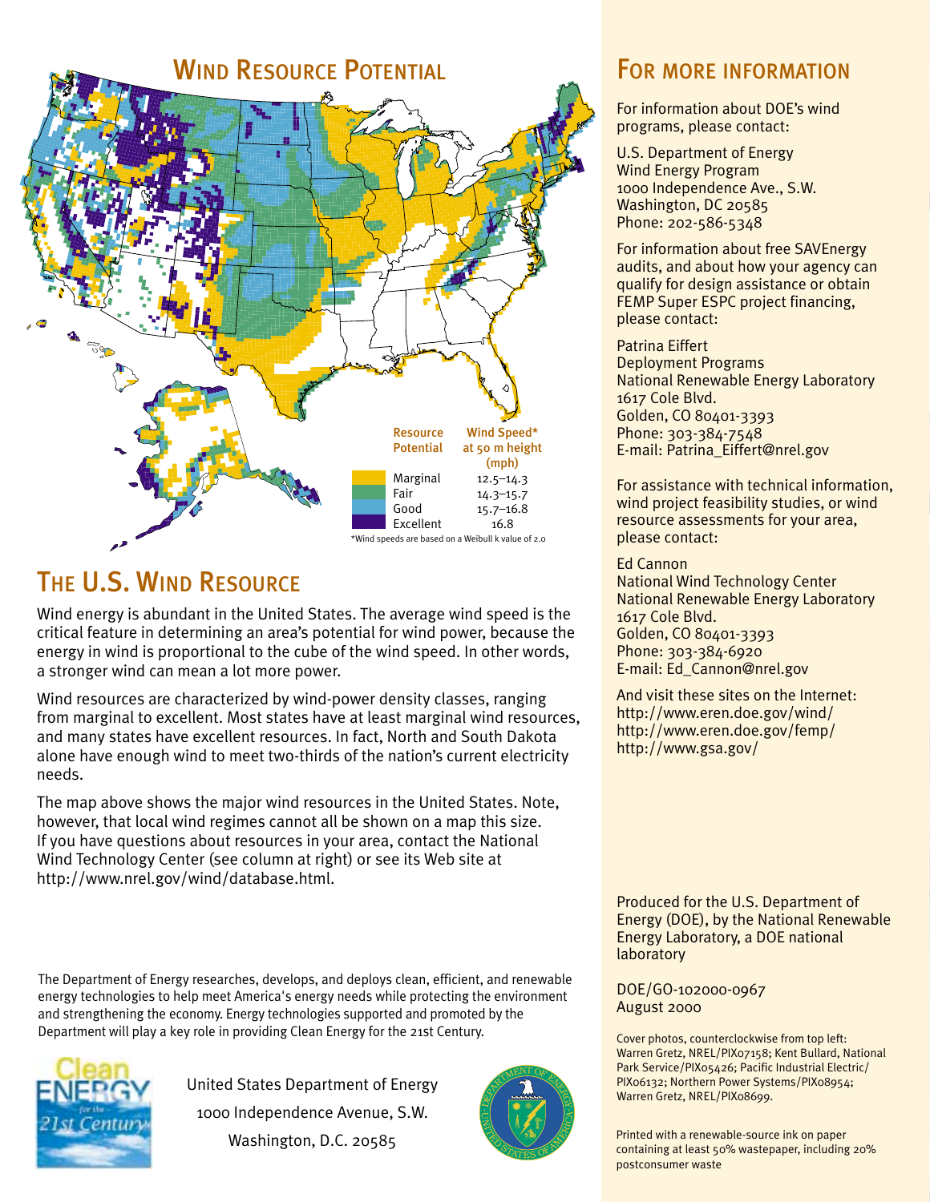## Wind Resource Potential

Resource Potential
Wind Speed* at 50 m height (mph)
Marginal 12.5–14.3
Fair 14.3–15.7
Good 15.7–16.8
Excellent 16.8
*Wind speeds are based on a Weibull k value of 2.0

## The U.S. Wind Resource

Wind energy is abundant in the United States. The average wind speed is the critical feature in determining an area's potential for wind power, because the energy in wind is proportional to the cube of the wind speed. In other words, a stronger wind can mean a lot more power.

Wind resources are characterized by wind-power density classes, ranging from marginal to excellent. Most states have at least marginal wind resources, and many states have excellent resources. In fact, North and South Dakota alone have enough wind to meet two-thirds of the nation's current electricity needs.

The map above shows the major wind resources in the United States. Note, however, that local wind regimes cannot all be shown on a map this size. If you have questions about resources in your area, contact the National Wind Technology Center (see column at right) or see its Web site at http://www.nrel.gov/wind/database.html.

The Department of Energy researches, develops, and deploys clean, efficient, and renewable energy technologies to help meet America's energy needs while protecting the environment and strengthening the economy. Energy technologies supported and promoted by the Department will play a key role in providing Clean Energy for the 21st Century.

Clean Energy for the 21st Century

United States Department of Energy
1000 Independence Avenue, S.W.
Washington, D.C. 20585

## For more information

For information about DOE's wind programs, please contact:

U.S. Department of Energy
Wind Energy Program
1000 Independence Ave., S.W.
Washington, DC 20585
Phone: 202-586-5348

For information about free SAVEnergy audits, and about how your agency can qualify for design assistance or obtain FEMP Super ESPC project financing, please contact:

Patrina Eiffert
Deployment Programs
National Renewable Energy Laboratory
1617 Cole Blvd.
Golden, CO 80401-3393
Phone: 303-384-7548
E-mail: Patrina_Eiffert@nrel.gov

For assistance with technical information, wind project feasibility studies, or wind resource assessments for your area, please contact:

Ed Cannon
National Wind Technology Center
National Renewable Energy Laboratory
1617 Cole Blvd.
Golden, CO 80401-3393
Phone: 303-384-6920
E-mail: Ed_Cannon@nrel.gov

And visit these sites on the Internet:
http://www.eren.doe.gov/wind/
http://www.eren.doe.gov/femp/
http://www.gsa.gov/

Produced for the U.S. Department of Energy (DOE), by the National Renewable Energy Laboratory, a DOE national laboratory

DOE/GO-102000-0967
August 2000

Cover photos, counterclockwise from top left: Warren Gretz, NREL/PIX07158; Kent Bullard, National Park Service/PIX05426; Pacific Industrial Electric/PIX06132; Northern Power Systems/PIX08954; Warren Gretz, NREL/PIX08699.

Printed with a renewable-source ink on paper containing at least 50% wastepaper, including 20% postconsumer waste